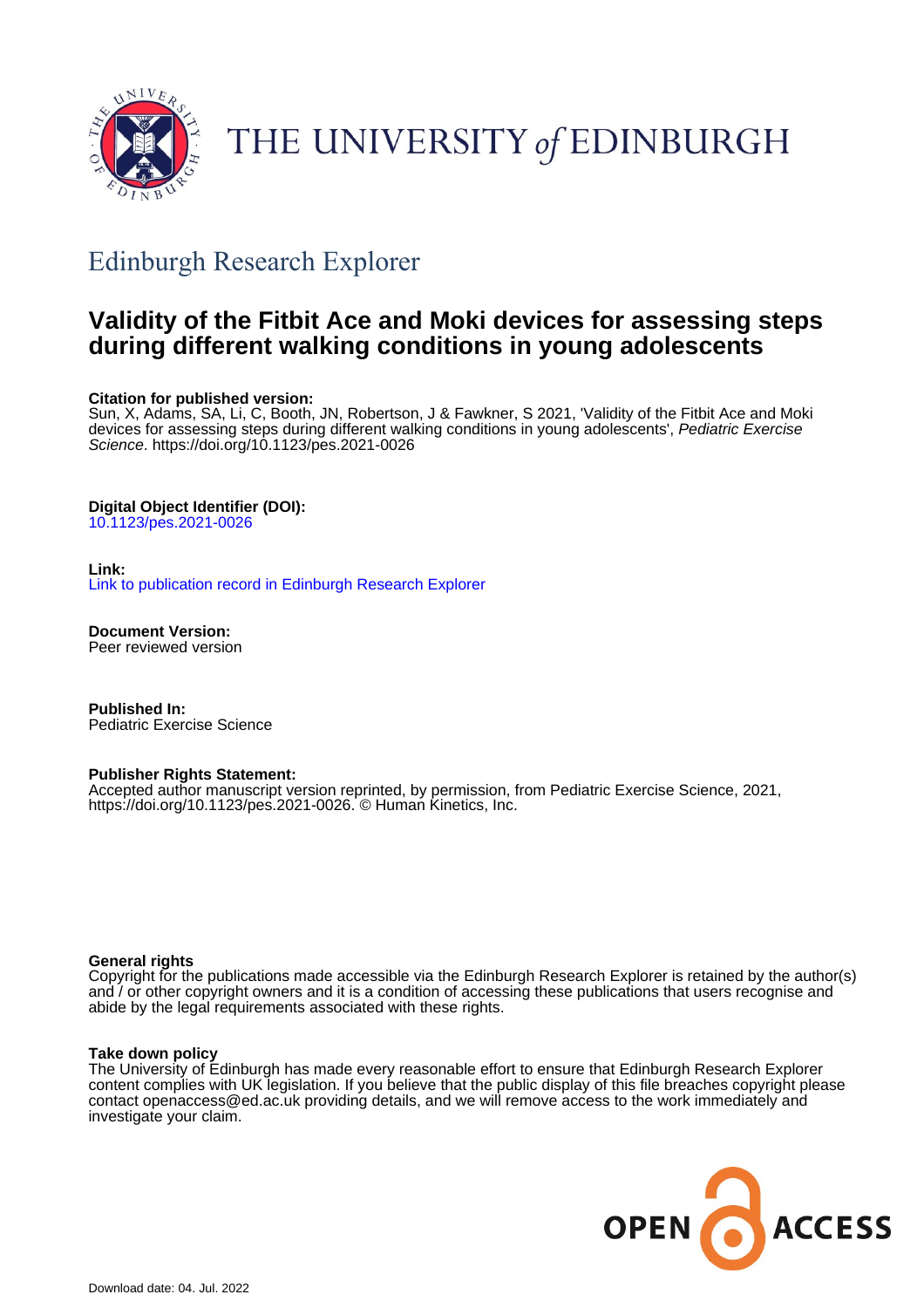# THE UNIVERSITY of EDINBURGH

## Edinburgh Research Explorer

# Validity of the Fitbit Ace and Moki devices for assessing steps during different walking conditions in young adolescents

**Citation for published version:**
Sun, X, Adams, SA, Li, C, Booth, JN, Robertson, J & Fawkner, S 2021, 'Validity of the Fitbit Ace and Moki devices for assessing steps during different walking conditions in young adolescents', *Pediatric Exercise Science*. https://doi.org/10.1123/pes.2021-0026

**Digital Object Identifier (DOI):**
10.1123/pes.2021-0026

**Link:**
Link to publication record in Edinburgh Research Explorer

**Document Version:**
Peer reviewed version

**Published In:**
Pediatric Exercise Science

**Publisher Rights Statement:**
Accepted author manuscript version reprinted, by permission, from Pediatric Exercise Science, 2021, https://doi.org/10.1123/pes.2021-0026. © Human Kinetics, Inc.

**General rights**
Copyright for the publications made accessible via the Edinburgh Research Explorer is retained by the author(s) and / or other copyright owners and it is a condition of accessing these publications that users recognise and abide by the legal requirements associated with these rights.

**Take down policy**
The University of Edinburgh has made every reasonable effort to ensure that Edinburgh Research Explorer content complies with UK legislation. If you believe that the public display of this file breaches copyright please contact openaccess@ed.ac.uk providing details, and we will remove access to the work immediately and investigate your claim.

OPEN ACCESS

Download date: 04. Jul. 2022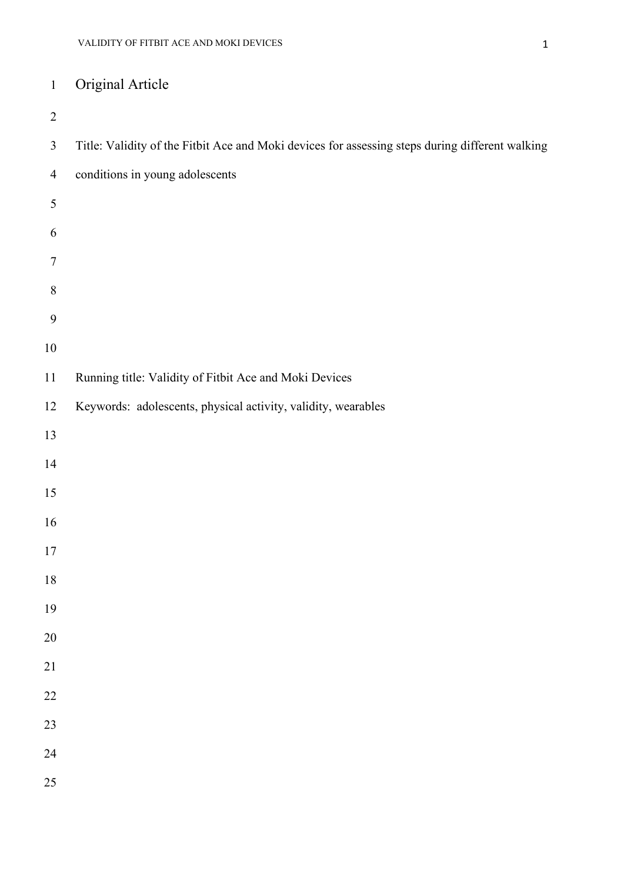Original Article

Title: Validity of the Fitbit Ace and Moki devices for assessing steps during different walking conditions in young adolescents

Running title: Validity of Fitbit Ace and Moki Devices

Keywords: adolescents, physical activity, validity, wearables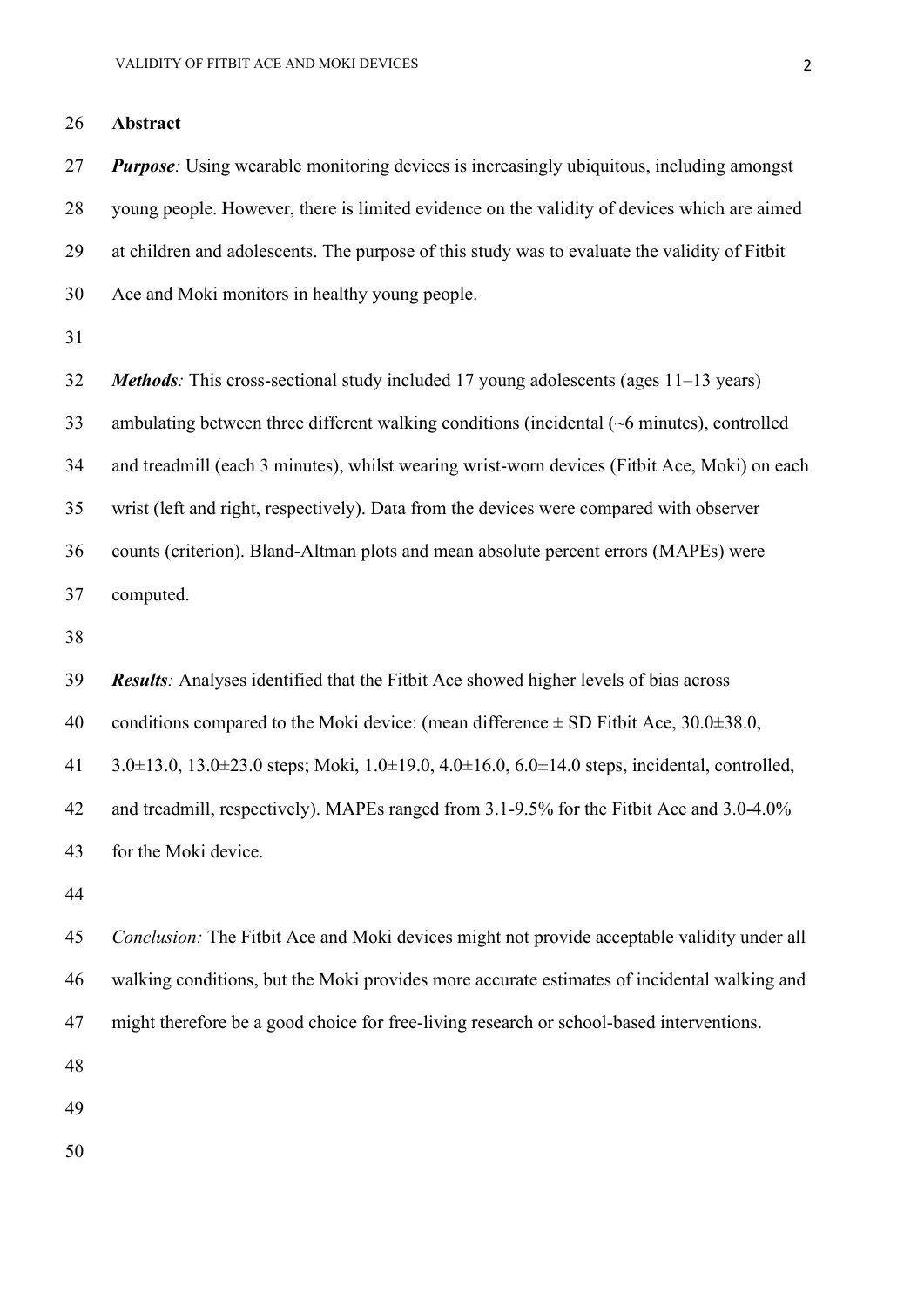**Abstract**

***Purpose**:* Using wearable monitoring devices is increasingly ubiquitous, including amongst young people. However, there is limited evidence on the validity of devices which are aimed at children and adolescents. The purpose of this study was to evaluate the validity of Fitbit Ace and Moki monitors in healthy young people.

***Methods**:* This cross-sectional study included 17 young adolescents (ages 11–13 years) ambulating between three different walking conditions (incidental (~6 minutes), controlled and treadmill (each 3 minutes), whilst wearing wrist-worn devices (Fitbit Ace, Moki) on each wrist (left and right, respectively). Data from the devices were compared with observer counts (criterion). Bland-Altman plots and mean absolute percent errors (MAPEs) were computed.

***Results**:* Analyses identified that the Fitbit Ace showed higher levels of bias across conditions compared to the Moki device: (mean difference ± SD Fitbit Ace, 30.0±38.0, 3.0±13.0, 13.0±23.0 steps; Moki, 1.0±19.0, 4.0±16.0, 6.0±14.0 steps, incidental, controlled, and treadmill, respectively). MAPEs ranged from 3.1-9.5% for the Fitbit Ace and 3.0-4.0% for the Moki device.

*Conclusion:* The Fitbit Ace and Moki devices might not provide acceptable validity under all walking conditions, but the Moki provides more accurate estimates of incidental walking and might therefore be a good choice for free-living research or school-based interventions.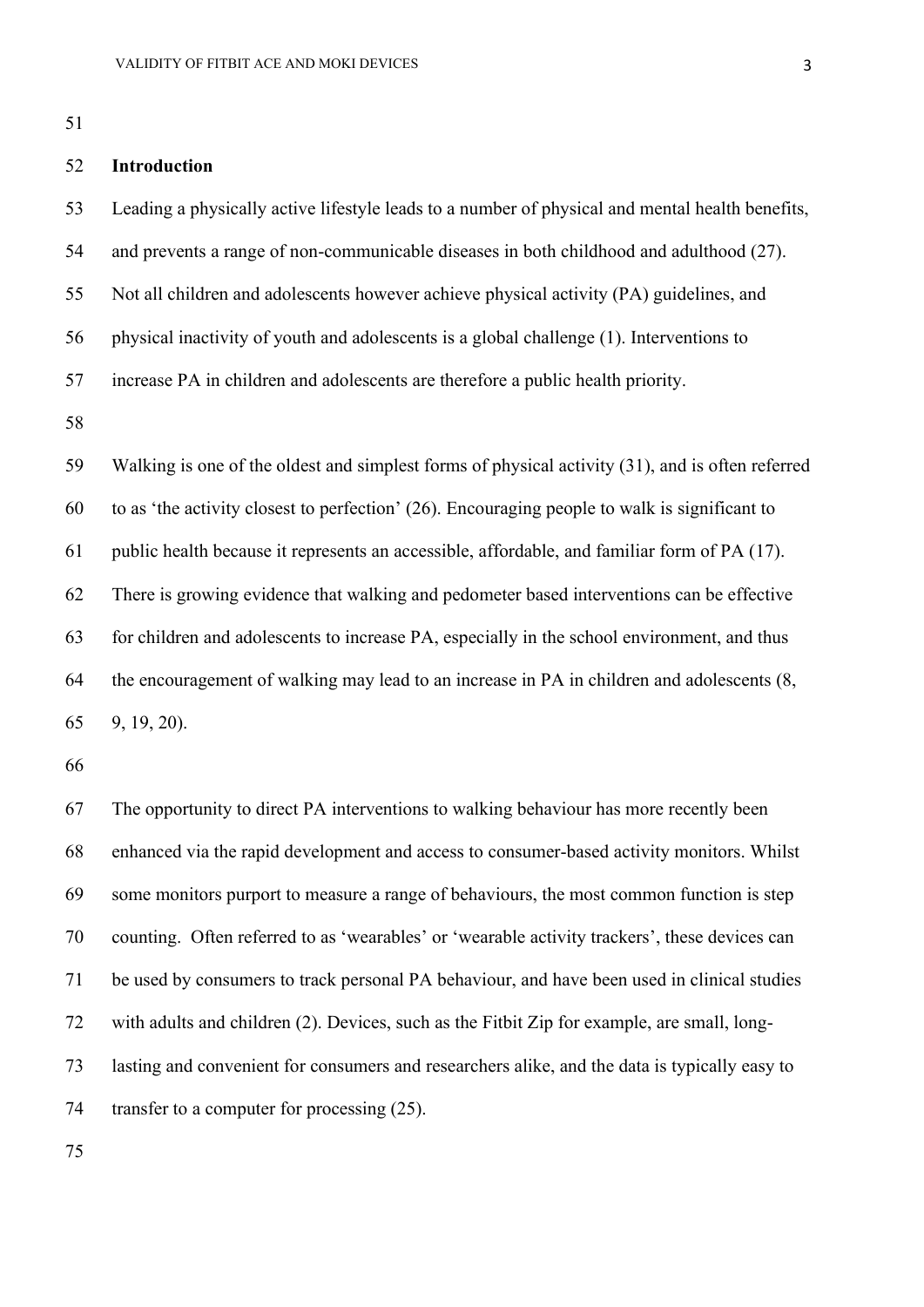## Introduction

Leading a physically active lifestyle leads to a number of physical and mental health benefits, and prevents a range of non-communicable diseases in both childhood and adulthood (27). Not all children and adolescents however achieve physical activity (PA) guidelines, and physical inactivity of youth and adolescents is a global challenge (1). Interventions to increase PA in children and adolescents are therefore a public health priority.

Walking is one of the oldest and simplest forms of physical activity (31), and is often referred to as 'the activity closest to perfection' (26). Encouraging people to walk is significant to public health because it represents an accessible, affordable, and familiar form of PA (17). There is growing evidence that walking and pedometer based interventions can be effective for children and adolescents to increase PA, especially in the school environment, and thus the encouragement of walking may lead to an increase in PA in children and adolescents (8, 9, 19, 20).

The opportunity to direct PA interventions to walking behaviour has more recently been enhanced via the rapid development and access to consumer-based activity monitors. Whilst some monitors purport to measure a range of behaviours, the most common function is step counting. Often referred to as 'wearables' or 'wearable activity trackers', these devices can be used by consumers to track personal PA behaviour, and have been used in clinical studies with adults and children (2). Devices, such as the Fitbit Zip for example, are small, long-lasting and convenient for consumers and researchers alike, and the data is typically easy to transfer to a computer for processing (25).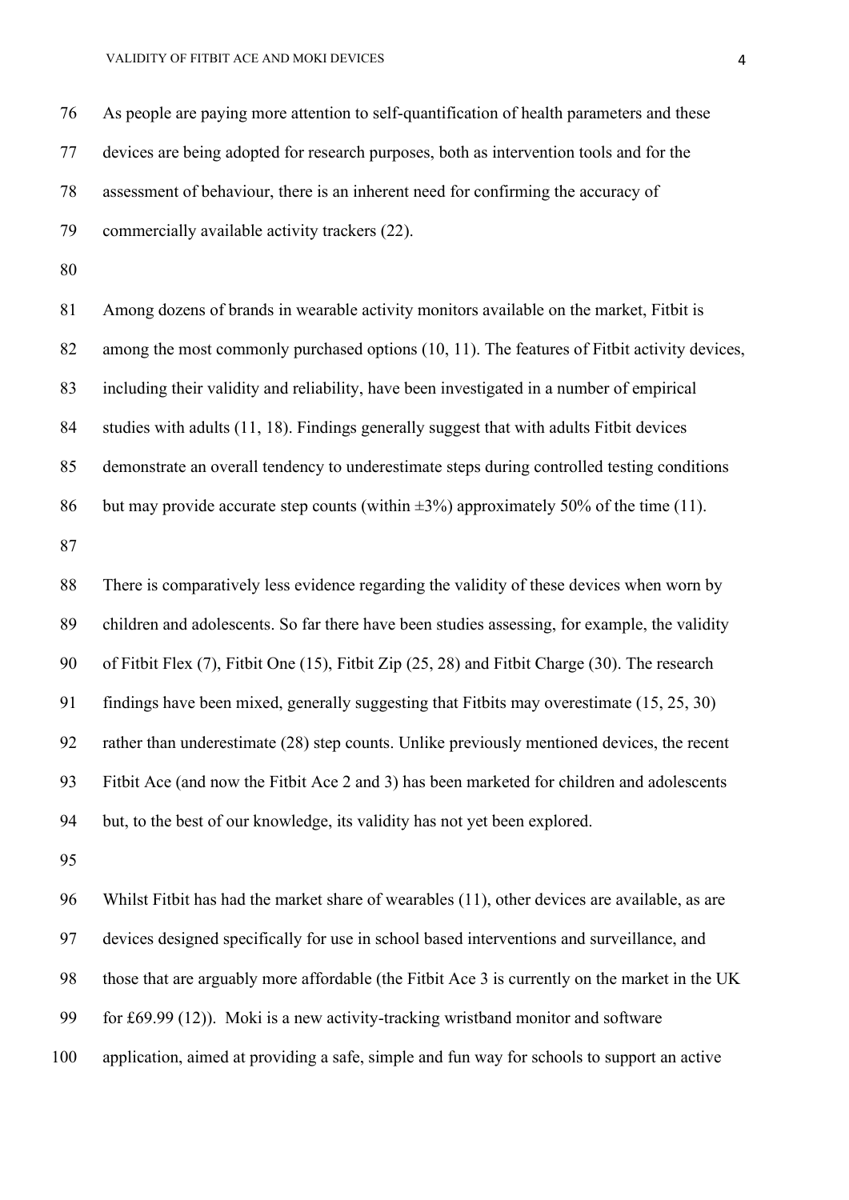As people are paying more attention to self-quantification of health parameters and these devices are being adopted for research purposes, both as intervention tools and for the assessment of behaviour, there is an inherent need for confirming the accuracy of commercially available activity trackers (22).

Among dozens of brands in wearable activity monitors available on the market, Fitbit is among the most commonly purchased options (10, 11). The features of Fitbit activity devices, including their validity and reliability, have been investigated in a number of empirical studies with adults (11, 18). Findings generally suggest that with adults Fitbit devices demonstrate an overall tendency to underestimate steps during controlled testing conditions but may provide accurate step counts (within ±3%) approximately 50% of the time (11).

There is comparatively less evidence regarding the validity of these devices when worn by children and adolescents. So far there have been studies assessing, for example, the validity of Fitbit Flex (7), Fitbit One (15), Fitbit Zip (25, 28) and Fitbit Charge (30). The research findings have been mixed, generally suggesting that Fitbits may overestimate (15, 25, 30) rather than underestimate (28) step counts. Unlike previously mentioned devices, the recent Fitbit Ace (and now the Fitbit Ace 2 and 3) has been marketed for children and adolescents but, to the best of our knowledge, its validity has not yet been explored.

Whilst Fitbit has had the market share of wearables (11), other devices are available, as are devices designed specifically for use in school based interventions and surveillance, and those that are arguably more affordable (the Fitbit Ace 3 is currently on the market in the UK for £69.99 (12)). Moki is a new activity-tracking wristband monitor and software application, aimed at providing a safe, simple and fun way for schools to support an active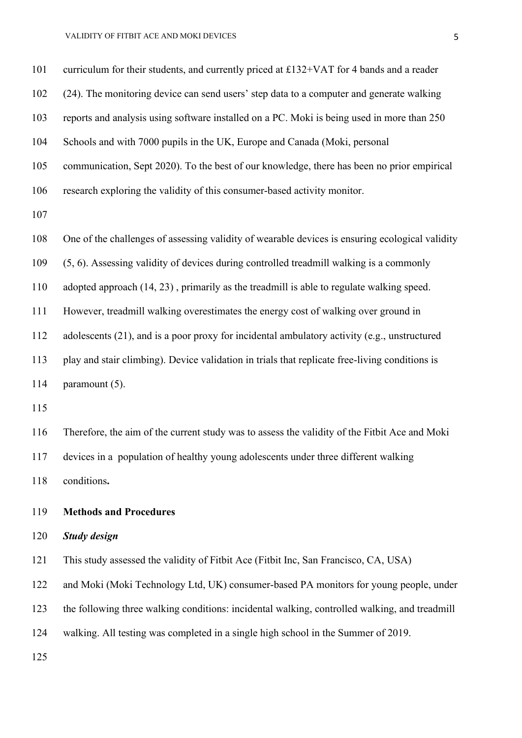curriculum for their students, and currently priced at £132+VAT for 4 bands and a reader (24). The monitoring device can send users' step data to a computer and generate walking reports and analysis using software installed on a PC. Moki is being used in more than 250 Schools and with 7000 pupils in the UK, Europe and Canada (Moki, personal communication, Sept 2020). To the best of our knowledge, there has been no prior empirical research exploring the validity of this consumer-based activity monitor.

One of the challenges of assessing validity of wearable devices is ensuring ecological validity (5, 6). Assessing validity of devices during controlled treadmill walking is a commonly adopted approach (14, 23) , primarily as the treadmill is able to regulate walking speed. However, treadmill walking overestimates the energy cost of walking over ground in adolescents (21), and is a poor proxy for incidental ambulatory activity (e.g., unstructured play and stair climbing). Device validation in trials that replicate free-living conditions is paramount (5).

Therefore, the aim of the current study was to assess the validity of the Fitbit Ace and Moki devices in a population of healthy young adolescents under three different walking conditions**.**

## Methods and Procedures

### *Study design*

This study assessed the validity of Fitbit Ace (Fitbit Inc, San Francisco, CA, USA) and Moki (Moki Technology Ltd, UK) consumer-based PA monitors for young people, under the following three walking conditions: incidental walking, controlled walking, and treadmill walking. All testing was completed in a single high school in the Summer of 2019.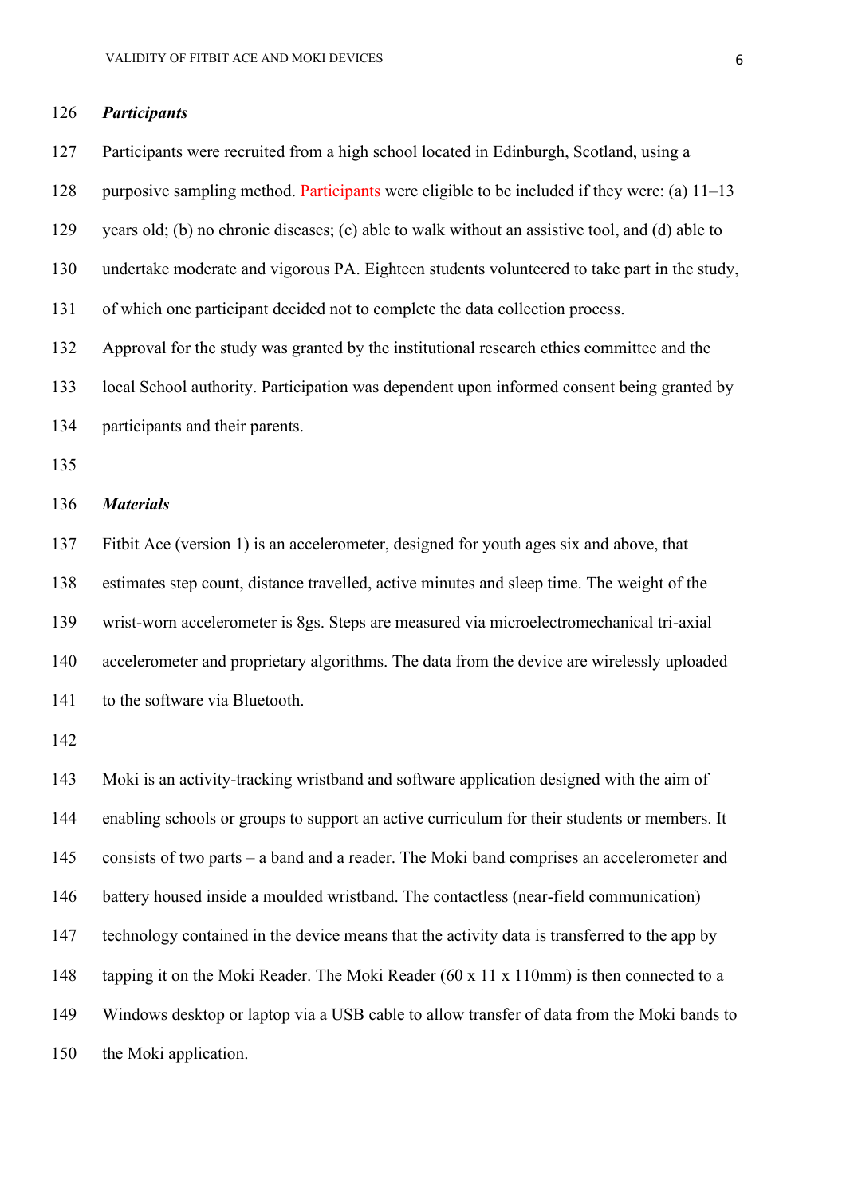### *Participants*

Participants were recruited from a high school located in Edinburgh, Scotland, using a purposive sampling method. Participants were eligible to be included if they were: (a) 11–13 years old; (b) no chronic diseases; (c) able to walk without an assistive tool, and (d) able to undertake moderate and vigorous PA. Eighteen students volunteered to take part in the study, of which one participant decided not to complete the data collection process.

Approval for the study was granted by the institutional research ethics committee and the local School authority. Participation was dependent upon informed consent being granted by participants and their parents.

### *Materials*

Fitbit Ace (version 1) is an accelerometer, designed for youth ages six and above, that estimates step count, distance travelled, active minutes and sleep time. The weight of the wrist-worn accelerometer is 8gs. Steps are measured via microelectromechanical tri-axial accelerometer and proprietary algorithms. The data from the device are wirelessly uploaded to the software via Bluetooth.

Moki is an activity-tracking wristband and software application designed with the aim of enabling schools or groups to support an active curriculum for their students or members. It consists of two parts – a band and a reader. The Moki band comprises an accelerometer and battery housed inside a moulded wristband. The contactless (near-field communication) technology contained in the device means that the activity data is transferred to the app by tapping it on the Moki Reader. The Moki Reader (60 x 11 x 110mm) is then connected to a Windows desktop or laptop via a USB cable to allow transfer of data from the Moki bands to the Moki application.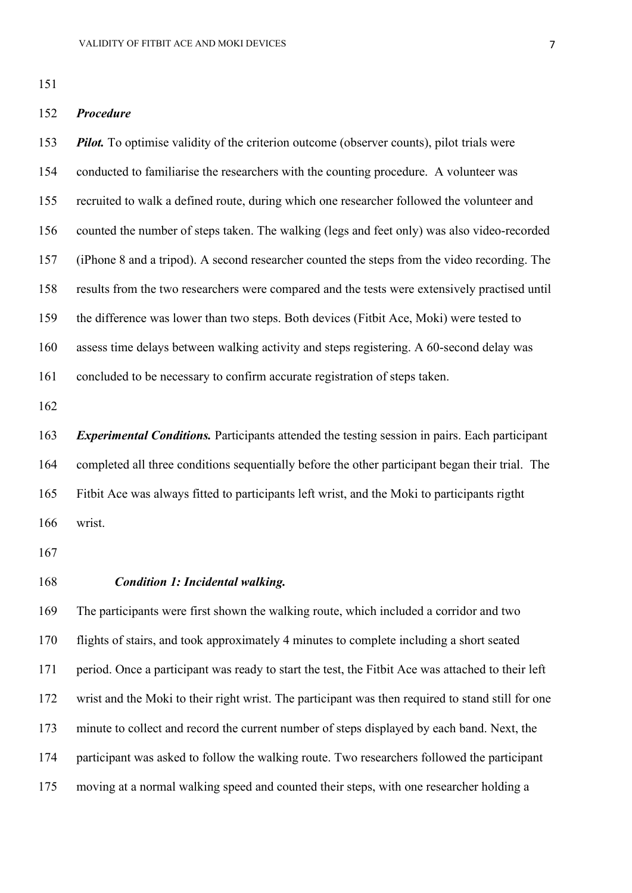### *Procedure*

***Pilot.*** To optimise validity of the criterion outcome (observer counts), pilot trials were conducted to familiarise the researchers with the counting procedure. A volunteer was recruited to walk a defined route, during which one researcher followed the volunteer and counted the number of steps taken. The walking (legs and feet only) was also video-recorded (iPhone 8 and a tripod). A second researcher counted the steps from the video recording. The results from the two researchers were compared and the tests were extensively practised until the difference was lower than two steps. Both devices (Fitbit Ace, Moki) were tested to assess time delays between walking activity and steps registering. A 60-second delay was concluded to be necessary to confirm accurate registration of steps taken.

***Experimental Conditions.*** Participants attended the testing session in pairs. Each participant completed all three conditions sequentially before the other participant began their trial. The Fitbit Ace was always fitted to participants left wrist, and the Moki to participants rigtht wrist.

#### ***Condition 1: Incidental walking.***

The participants were first shown the walking route, which included a corridor and two flights of stairs, and took approximately 4 minutes to complete including a short seated period. Once a participant was ready to start the test, the Fitbit Ace was attached to their left wrist and the Moki to their right wrist. The participant was then required to stand still for one minute to collect and record the current number of steps displayed by each band. Next, the participant was asked to follow the walking route. Two researchers followed the participant moving at a normal walking speed and counted their steps, with one researcher holding a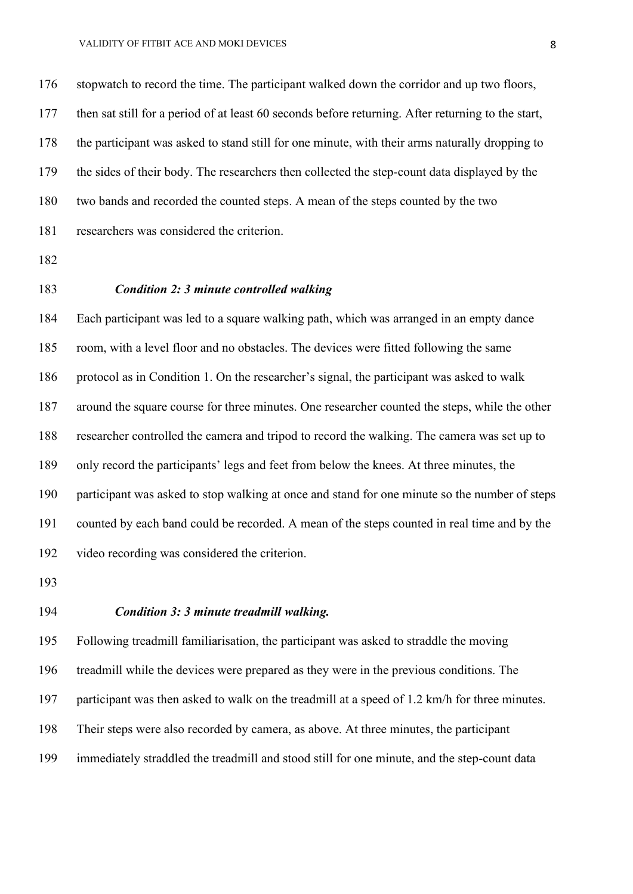stopwatch to record the time. The participant walked down the corridor and up two floors, then sat still for a period of at least 60 seconds before returning. After returning to the start, the participant was asked to stand still for one minute, with their arms naturally dropping to the sides of their body. The researchers then collected the step-count data displayed by the two bands and recorded the counted steps. A mean of the steps counted by the two researchers was considered the criterion.

### *Condition 2: 3 minute controlled walking*

Each participant was led to a square walking path, which was arranged in an empty dance room, with a level floor and no obstacles. The devices were fitted following the same protocol as in Condition 1. On the researcher's signal, the participant was asked to walk around the square course for three minutes. One researcher counted the steps, while the other researcher controlled the camera and tripod to record the walking. The camera was set up to only record the participants' legs and feet from below the knees. At three minutes, the participant was asked to stop walking at once and stand for one minute so the number of steps counted by each band could be recorded. A mean of the steps counted in real time and by the video recording was considered the criterion.

### *Condition 3: 3 minute treadmill walking.*

Following treadmill familiarisation, the participant was asked to straddle the moving treadmill while the devices were prepared as they were in the previous conditions. The participant was then asked to walk on the treadmill at a speed of 1.2 km/h for three minutes. Their steps were also recorded by camera, as above. At three minutes, the participant immediately straddled the treadmill and stood still for one minute, and the step-count data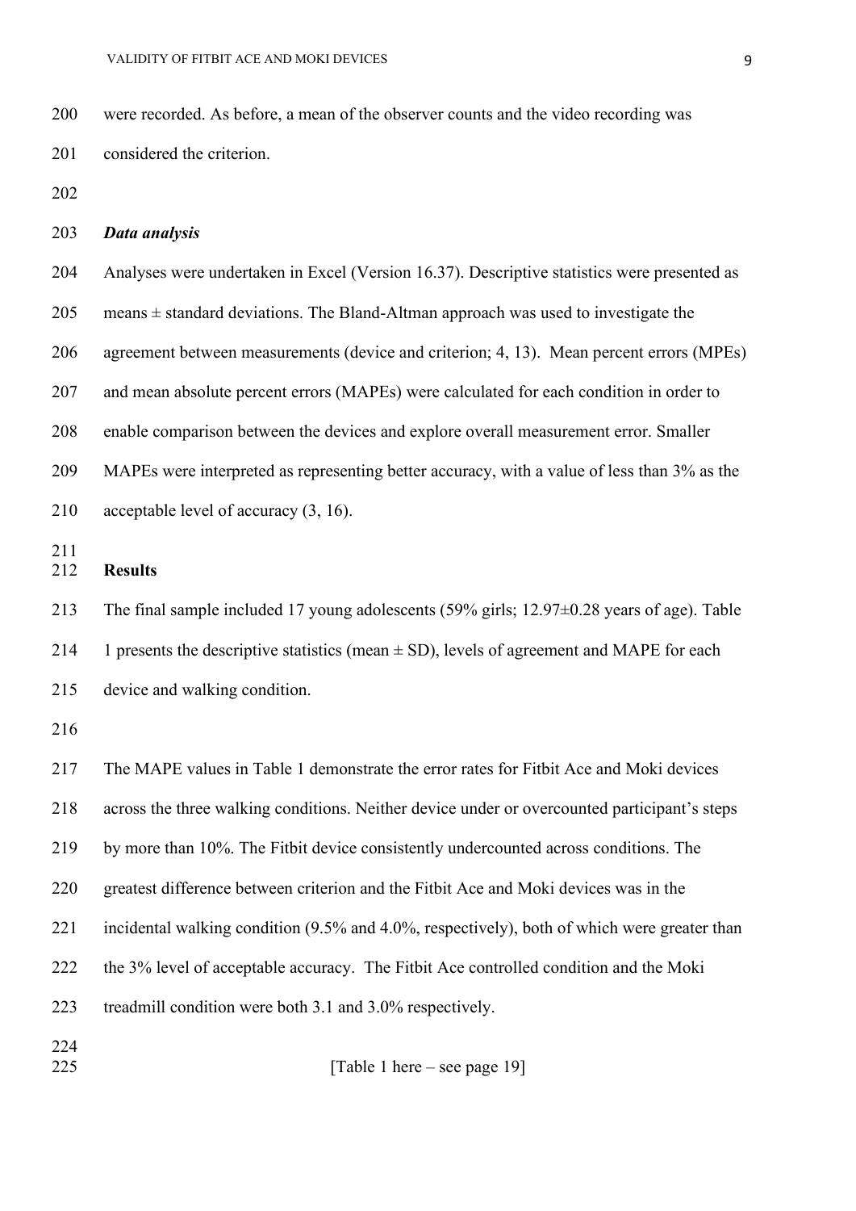were recorded. As before, a mean of the observer counts and the video recording was considered the criterion.

### *Data analysis*

Analyses were undertaken in Excel (Version 16.37). Descriptive statistics were presented as means ± standard deviations. The Bland-Altman approach was used to investigate the agreement between measurements (device and criterion; 4, 13). Mean percent errors (MPEs) and mean absolute percent errors (MAPEs) were calculated for each condition in order to enable comparison between the devices and explore overall measurement error. Smaller MAPEs were interpreted as representing better accuracy, with a value of less than 3% as the acceptable level of accuracy (3, 16).

## Results

The final sample included 17 young adolescents (59% girls; 12.97±0.28 years of age). Table 1 presents the descriptive statistics (mean ± SD), levels of agreement and MAPE for each device and walking condition.

The MAPE values in Table 1 demonstrate the error rates for Fitbit Ace and Moki devices across the three walking conditions. Neither device under or overcounted participant's steps by more than 10%. The Fitbit device consistently undercounted across conditions. The greatest difference between criterion and the Fitbit Ace and Moki devices was in the incidental walking condition (9.5% and 4.0%, respectively), both of which were greater than the 3% level of acceptable accuracy. The Fitbit Ace controlled condition and the Moki treadmill condition were both 3.1 and 3.0% respectively.

[Table 1 here – see page 19]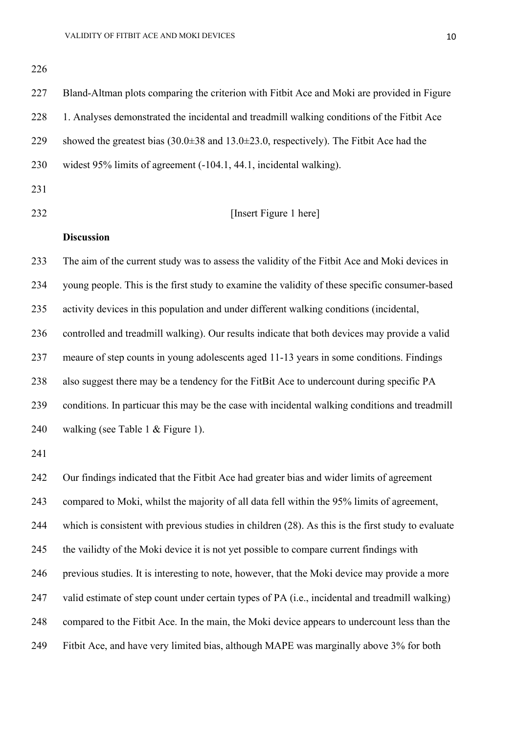Bland-Altman plots comparing the criterion with Fitbit Ace and Moki are provided in Figure 1. Analyses demonstrated the incidental and treadmill walking conditions of the Fitbit Ace showed the greatest bias (30.0±38 and 13.0±23.0, respectively). The Fitbit Ace had the widest 95% limits of agreement (-104.1, 44.1, incidental walking).

[Insert Figure 1 here]

## Discussion

The aim of the current study was to assess the validity of the Fitbit Ace and Moki devices in young people. This is the first study to examine the validity of these specific consumer-based activity devices in this population and under different walking conditions (incidental, controlled and treadmill walking). Our results indicate that both devices may provide a valid meaure of step counts in young adolescents aged 11-13 years in some conditions. Findings also suggest there may be a tendency for the FitBit Ace to undercount during specific PA conditions. In particuar this may be the case with incidental walking conditions and treadmill walking (see Table 1 & Figure 1).

Our findings indicated that the Fitbit Ace had greater bias and wider limits of agreement compared to Moki, whilst the majority of all data fell within the 95% limits of agreement, which is consistent with previous studies in children (28). As this is the first study to evaluate the vailidty of the Moki device it is not yet possible to compare current findings with previous studies. It is interesting to note, however, that the Moki device may provide a more valid estimate of step count under certain types of PA (i.e., incidental and treadmill walking) compared to the Fitbit Ace. In the main, the Moki device appears to undercount less than the Fitbit Ace, and have very limited bias, although MAPE was marginally above 3% for both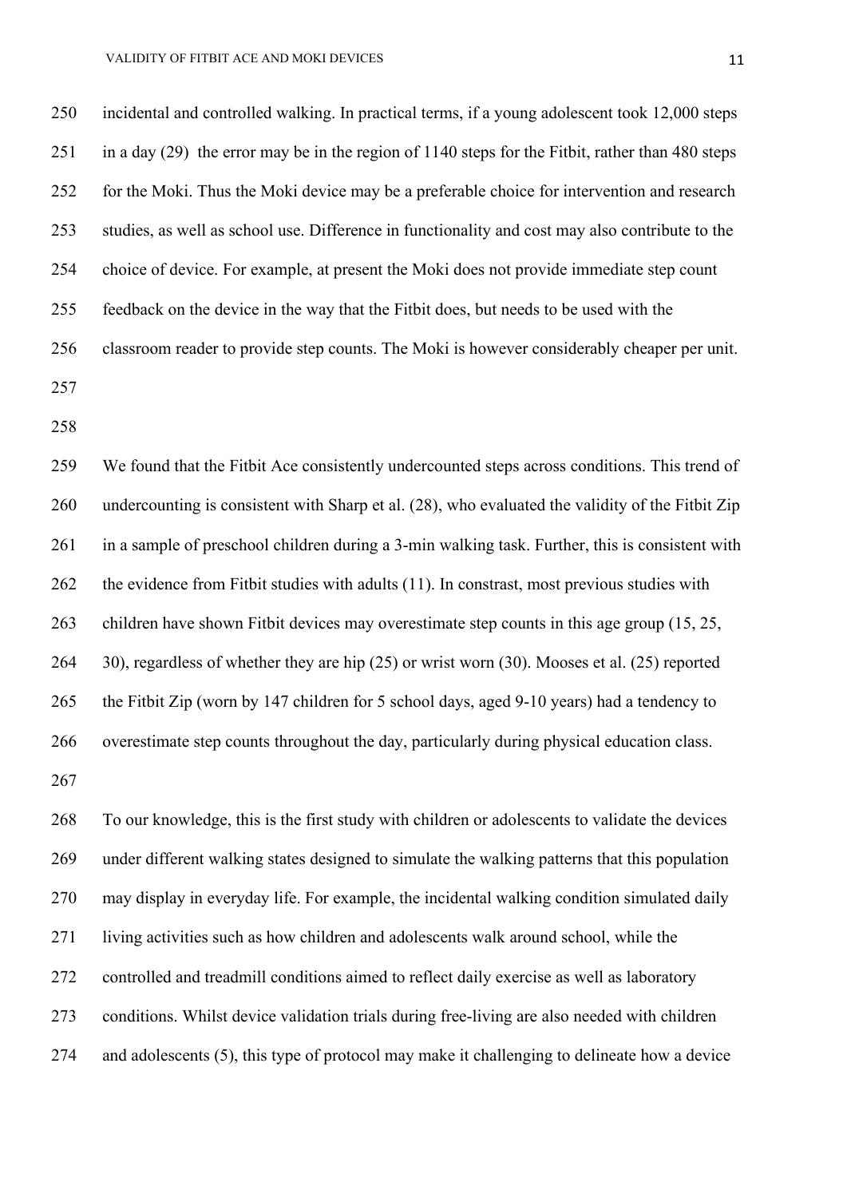incidental and controlled walking. In practical terms, if a young adolescent took 12,000 steps in a day (29) the error may be in the region of 1140 steps for the Fitbit, rather than 480 steps for the Moki. Thus the Moki device may be a preferable choice for intervention and research studies, as well as school use. Difference in functionality and cost may also contribute to the choice of device. For example, at present the Moki does not provide immediate step count feedback on the device in the way that the Fitbit does, but needs to be used with the classroom reader to provide step counts. The Moki is however considerably cheaper per unit.

We found that the Fitbit Ace consistently undercounted steps across conditions. This trend of undercounting is consistent with Sharp et al. (28), who evaluated the validity of the Fitbit Zip in a sample of preschool children during a 3-min walking task. Further, this is consistent with the evidence from Fitbit studies with adults (11). In constrast, most previous studies with children have shown Fitbit devices may overestimate step counts in this age group (15, 25, 30), regardless of whether they are hip (25) or wrist worn (30). Mooses et al. (25) reported the Fitbit Zip (worn by 147 children for 5 school days, aged 9-10 years) had a tendency to overestimate step counts throughout the day, particularly during physical education class.

To our knowledge, this is the first study with children or adolescents to validate the devices under different walking states designed to simulate the walking patterns that this population may display in everyday life. For example, the incidental walking condition simulated daily living activities such as how children and adolescents walk around school, while the controlled and treadmill conditions aimed to reflect daily exercise as well as laboratory conditions. Whilst device validation trials during free-living are also needed with children and adolescents (5), this type of protocol may make it challenging to delineate how a device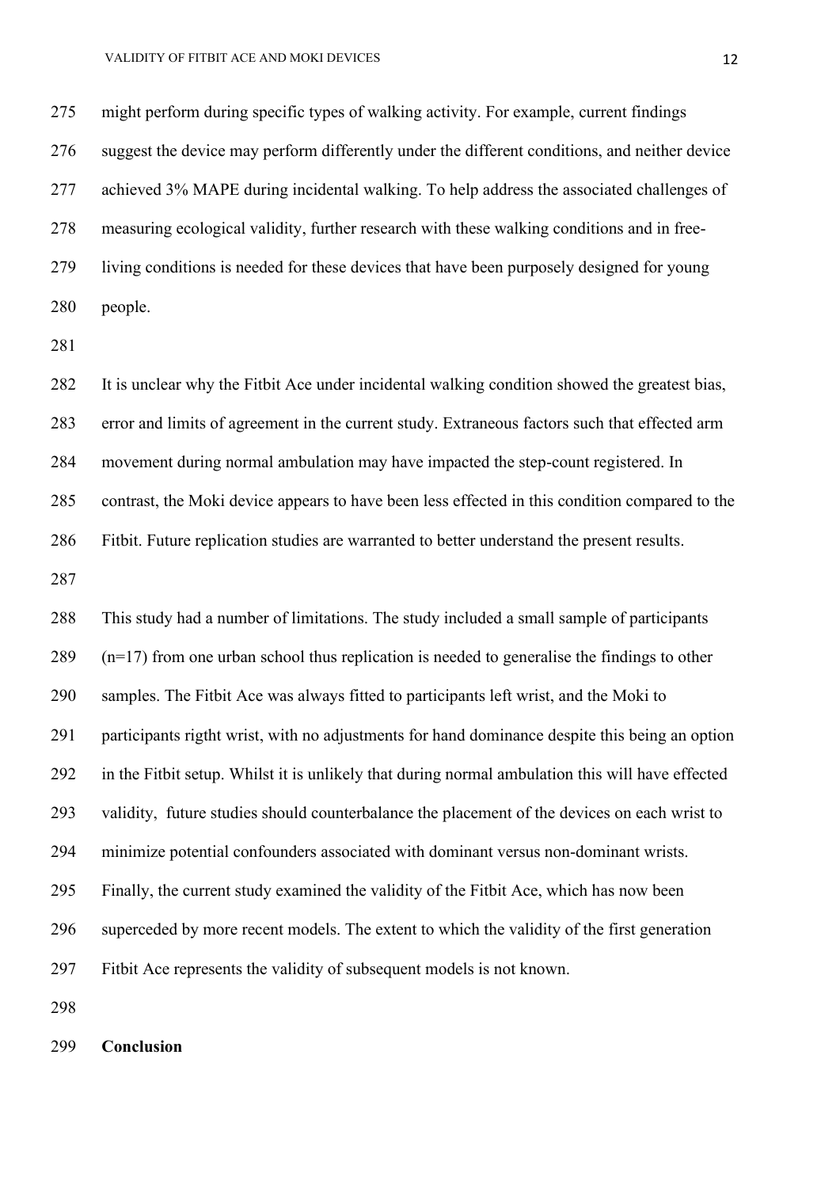might perform during specific types of walking activity. For example, current findings suggest the device may perform differently under the different conditions, and neither device achieved 3% MAPE during incidental walking. To help address the associated challenges of measuring ecological validity, further research with these walking conditions and in free-living conditions is needed for these devices that have been purposely designed for young people.

It is unclear why the Fitbit Ace under incidental walking condition showed the greatest bias, error and limits of agreement in the current study. Extraneous factors such that effected arm movement during normal ambulation may have impacted the step-count registered. In contrast, the Moki device appears to have been less effected in this condition compared to the Fitbit. Future replication studies are warranted to better understand the present results.

This study had a number of limitations. The study included a small sample of participants (n=17) from one urban school thus replication is needed to generalise the findings to other samples. The Fitbit Ace was always fitted to participants left wrist, and the Moki to participants rigtht wrist, with no adjustments for hand dominance despite this being an option in the Fitbit setup. Whilst it is unlikely that during normal ambulation this will have effected validity, future studies should counterbalance the placement of the devices on each wrist to minimize potential confounders associated with dominant versus non-dominant wrists. Finally, the current study examined the validity of the Fitbit Ace, which has now been superceded by more recent models. The extent to which the validity of the first generation Fitbit Ace represents the validity of subsequent models is not known.

**Conclusion**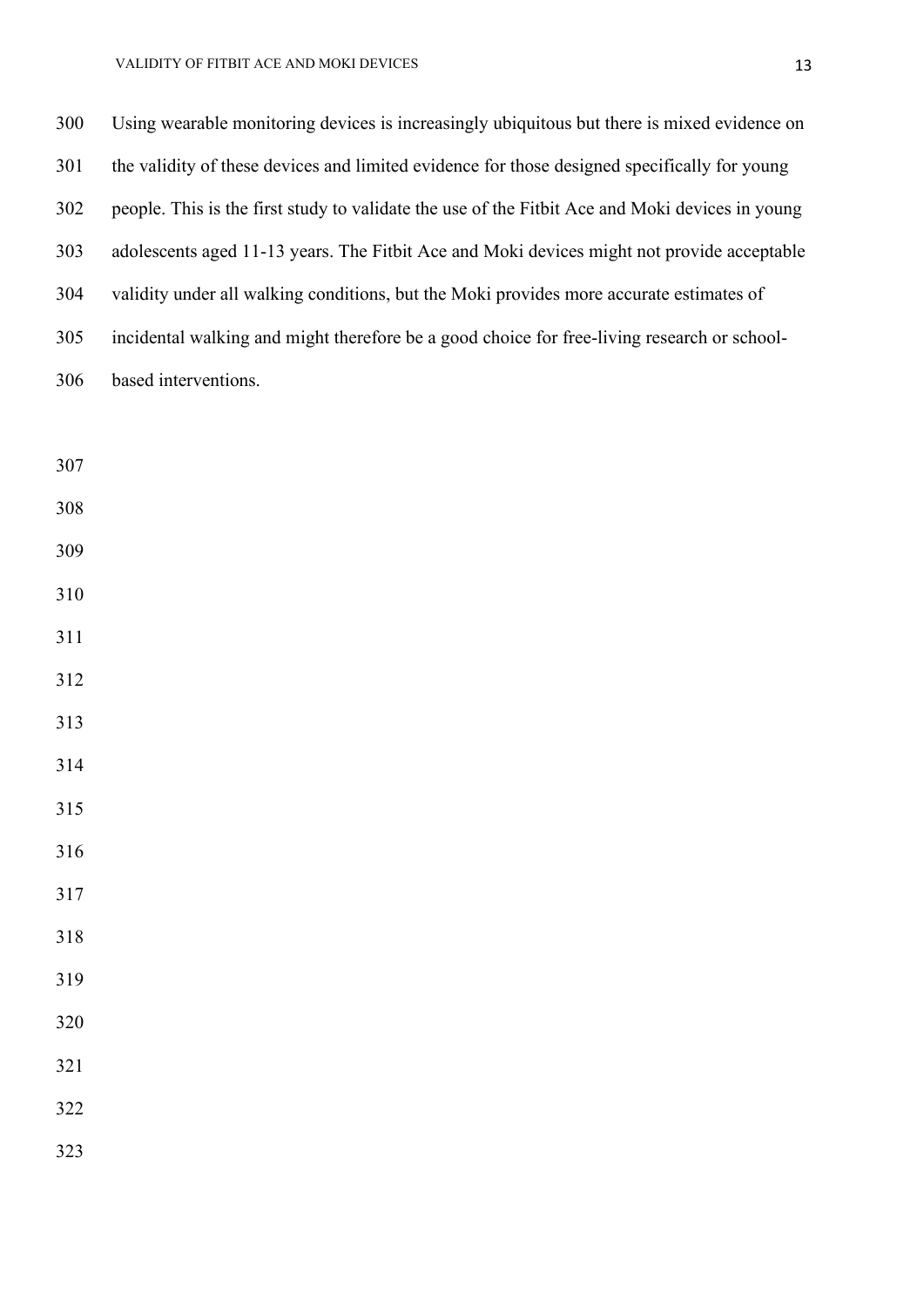Using wearable monitoring devices is increasingly ubiquitous but there is mixed evidence on the validity of these devices and limited evidence for those designed specifically for young people. This is the first study to validate the use of the Fitbit Ace and Moki devices in young adolescents aged 11-13 years. The Fitbit Ace and Moki devices might not provide acceptable validity under all walking conditions, but the Moki provides more accurate estimates of incidental walking and might therefore be a good choice for free-living research or school-based interventions.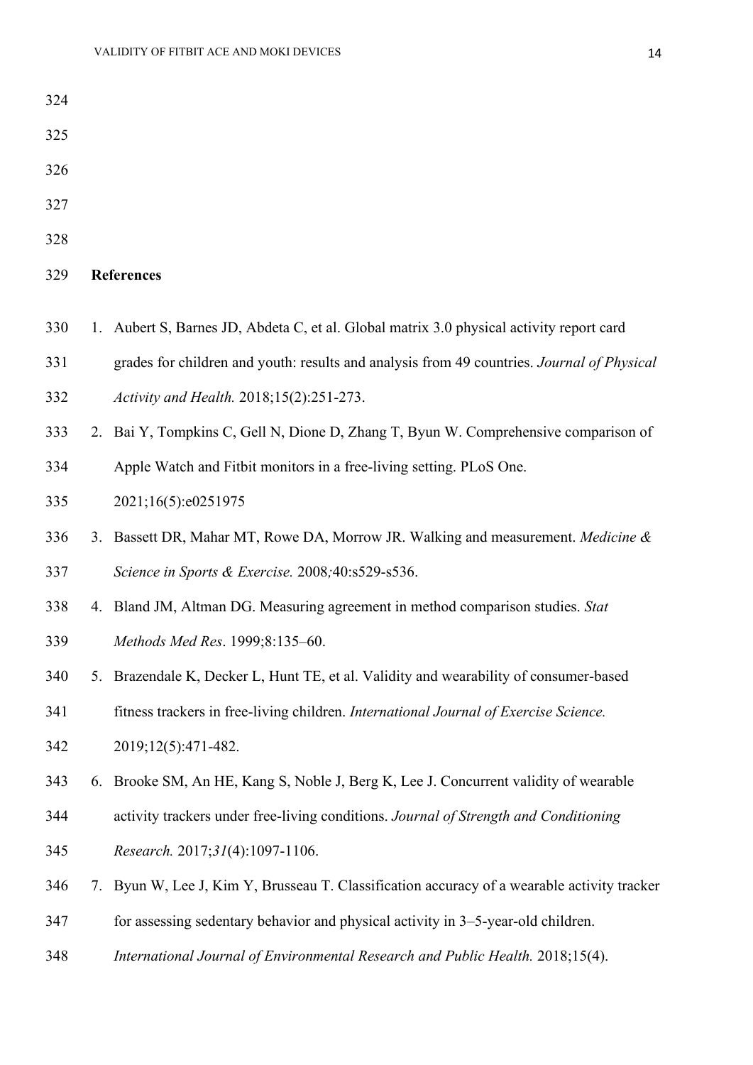## References

1. Aubert S, Barnes JD, Abdeta C, et al. Global matrix 3.0 physical activity report card grades for children and youth: results and analysis from 49 countries. *Journal of Physical Activity and Health.* 2018;15(2):251-273.
2. Bai Y, Tompkins C, Gell N, Dione D, Zhang T, Byun W. Comprehensive comparison of Apple Watch and Fitbit monitors in a free-living setting. PLoS One. 2021;16(5):e0251975
3. Bassett DR, Mahar MT, Rowe DA, Morrow JR. Walking and measurement. *Medicine & Science in Sports & Exercise.* 2008;40:s529-s536.
4. Bland JM, Altman DG. Measuring agreement in method comparison studies. *Stat Methods Med Res*. 1999;8:135–60.
5. Brazendale K, Decker L, Hunt TE, et al. Validity and wearability of consumer-based fitness trackers in free-living children. *International Journal of Exercise Science.* 2019;12(5):471-482.
6. Brooke SM, An HE, Kang S, Noble J, Berg K, Lee J. Concurrent validity of wearable activity trackers under free-living conditions. *Journal of Strength and Conditioning Research.* 2017;*31*(4):1097-1106.
7. Byun W, Lee J, Kim Y, Brusseau T. Classification accuracy of a wearable activity tracker for assessing sedentary behavior and physical activity in 3–5-year-old children. *International Journal of Environmental Research and Public Health.* 2018;15(4).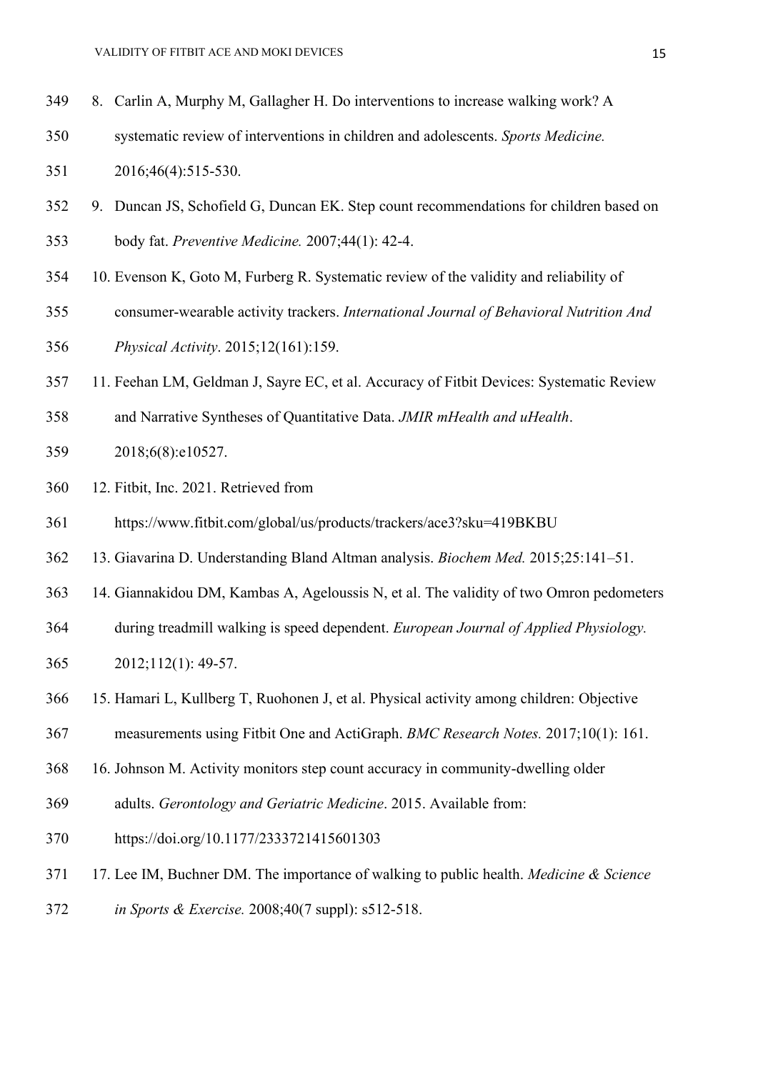8. Carlin A, Murphy M, Gallagher H. Do interventions to increase walking work? A systematic review of interventions in children and adolescents. *Sports Medicine.* 2016;46(4):515-530.
9. Duncan JS, Schofield G, Duncan EK. Step count recommendations for children based on body fat. *Preventive Medicine.* 2007;44(1): 42-4.
10. Evenson K, Goto M, Furberg R. Systematic review of the validity and reliability of consumer-wearable activity trackers. *International Journal of Behavioral Nutrition And Physical Activity*. 2015;12(161):159.
11. Feehan LM, Geldman J, Sayre EC, et al. Accuracy of Fitbit Devices: Systematic Review and Narrative Syntheses of Quantitative Data. *JMIR mHealth and uHealth*. 2018;6(8):e10527.
12. Fitbit, Inc. 2021. Retrieved from https://www.fitbit.com/global/us/products/trackers/ace3?sku=419BKBU
13. Giavarina D. Understanding Bland Altman analysis. *Biochem Med.* 2015;25:141–51.
14. Giannakidou DM, Kambas A, Ageloussis N, et al. The validity of two Omron pedometers during treadmill walking is speed dependent. *European Journal of Applied Physiology.* 2012;112(1): 49-57.
15. Hamari L, Kullberg T, Ruohonen J, et al. Physical activity among children: Objective measurements using Fitbit One and ActiGraph. *BMC Research Notes.* 2017;10(1): 161.
16. Johnson M. Activity monitors step count accuracy in community-dwelling older adults. *Gerontology and Geriatric Medicine*. 2015. Available from: https://doi.org/10.1177/2333721415601303
17. Lee IM, Buchner DM. The importance of walking to public health. *Medicine & Science in Sports & Exercise.* 2008;40(7 suppl): s512-518.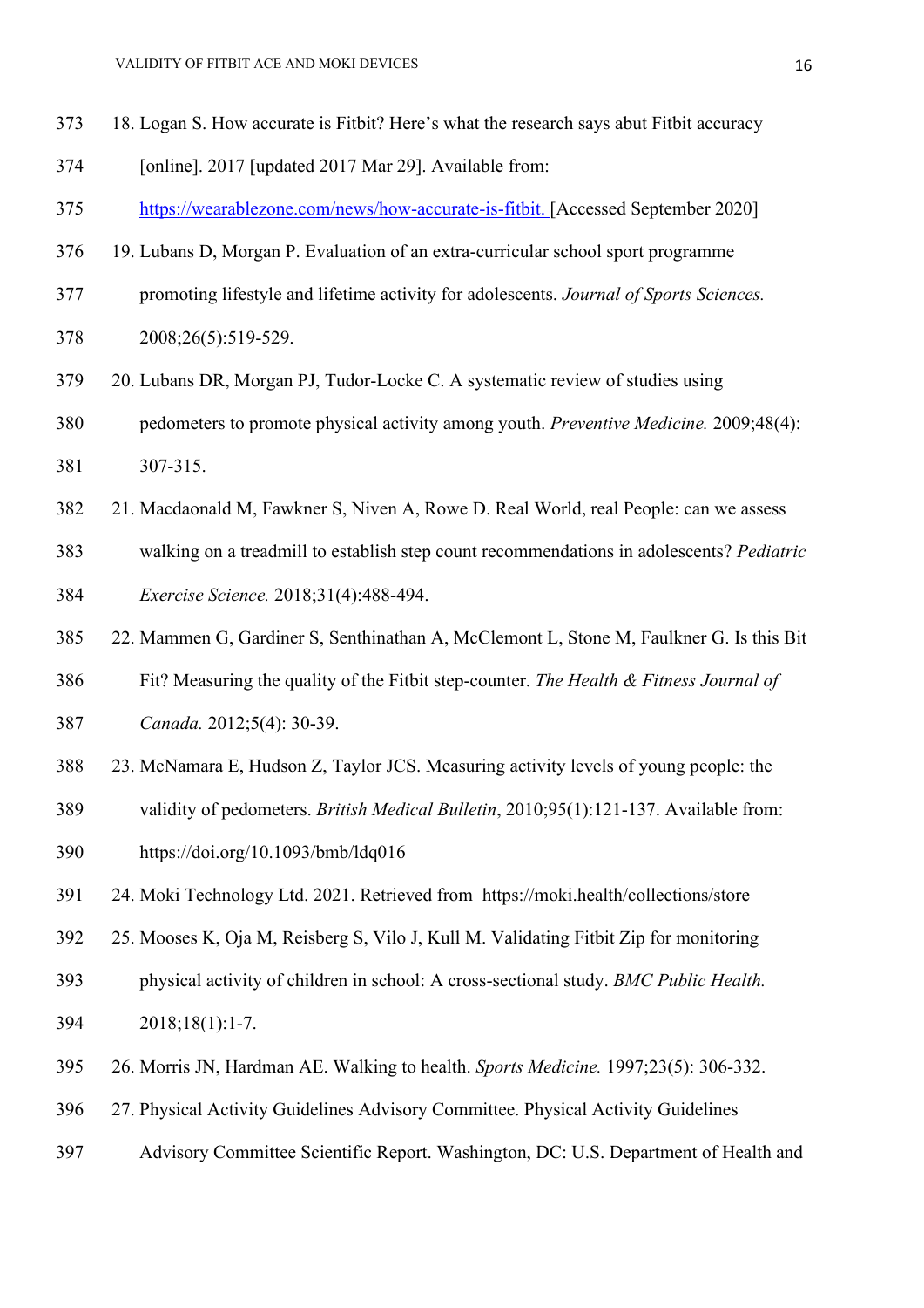18. Logan S. How accurate is Fitbit? Here's what the research says abut Fitbit accuracy [online]. 2017 [updated 2017 Mar 29]. Available from: https://wearablezone.com/news/how-accurate-is-fitbit. [Accessed September 2020]

19. Lubans D, Morgan P. Evaluation of an extra-curricular school sport programme promoting lifestyle and lifetime activity for adolescents. *Journal of Sports Sciences.* 2008;26(5):519-529.

20. Lubans DR, Morgan PJ, Tudor-Locke C. A systematic review of studies using pedometers to promote physical activity among youth. *Preventive Medicine.* 2009;48(4): 307-315.

21. Macdaonald M, Fawkner S, Niven A, Rowe D. Real World, real People: can we assess walking on a treadmill to establish step count recommendations in adolescents? *Pediatric Exercise Science.* 2018;31(4):488-494.

22. Mammen G, Gardiner S, Senthinathan A, McClemont L, Stone M, Faulkner G. Is this Bit Fit? Measuring the quality of the Fitbit step-counter. *The Health & Fitness Journal of Canada.* 2012;5(4): 30-39.

23. McNamara E, Hudson Z, Taylor JCS. Measuring activity levels of young people: the validity of pedometers. *British Medical Bulletin*, 2010;95(1):121-137. Available from: https://doi.org/10.1093/bmb/ldq016

24. Moki Technology Ltd. 2021. Retrieved from https://moki.health/collections/store

25. Mooses K, Oja M, Reisberg S, Vilo J, Kull M. Validating Fitbit Zip for monitoring physical activity of children in school: A cross-sectional study. *BMC Public Health.* 2018;18(1):1-7.

26. Morris JN, Hardman AE. Walking to health. *Sports Medicine.* 1997;23(5): 306-332.

27. Physical Activity Guidelines Advisory Committee. Physical Activity Guidelines Advisory Committee Scientific Report. Washington, DC: U.S. Department of Health and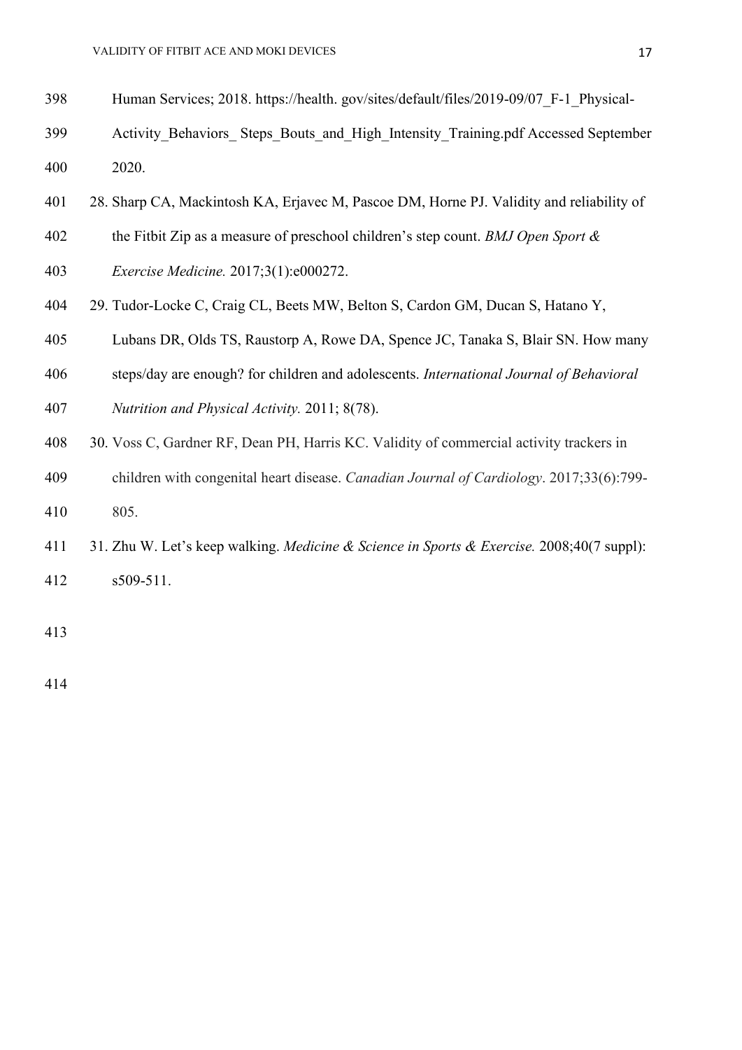Human Services; 2018. https://health. gov/sites/default/files/2019-09/07_F-1_Physical-Activity_Behaviors_ Steps_Bouts_and_High_Intensity_Training.pdf Accessed September 2020.

28. Sharp CA, Mackintosh KA, Erjavec M, Pascoe DM, Horne PJ. Validity and reliability of the Fitbit Zip as a measure of preschool children's step count. *BMJ Open Sport & Exercise Medicine.* 2017;3(1):e000272.

29. Tudor-Locke C, Craig CL, Beets MW, Belton S, Cardon GM, Ducan S, Hatano Y, Lubans DR, Olds TS, Raustorp A, Rowe DA, Spence JC, Tanaka S, Blair SN. How many steps/day are enough? for children and adolescents. *International Journal of Behavioral Nutrition and Physical Activity.* 2011; 8(78).

30. Voss C, Gardner RF, Dean PH, Harris KC. Validity of commercial activity trackers in children with congenital heart disease. *Canadian Journal of Cardiology*. 2017;33(6):799-805.

31. Zhu W. Let's keep walking. *Medicine & Science in Sports & Exercise.* 2008;40(7 suppl): s509-511.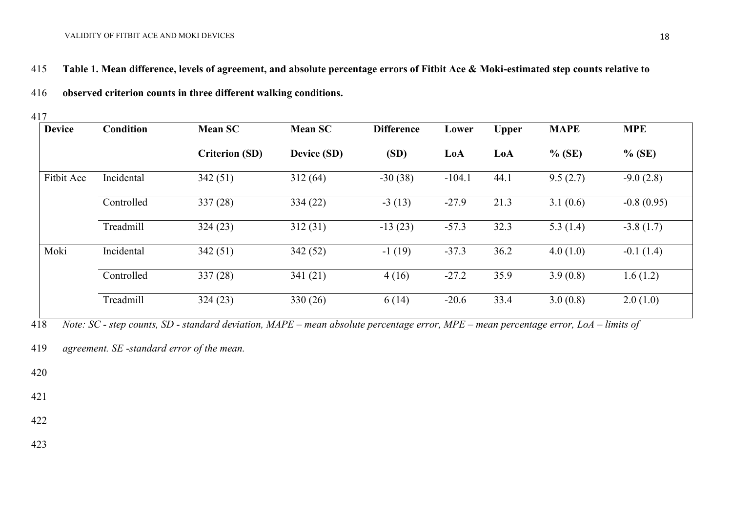**Table 1. Mean difference, levels of agreement, and absolute percentage errors of Fitbit Ace & Moki-estimated step counts relative to observed criterion counts in three different walking conditions.**

| Device | Condition | Mean SC Criterion (SD) | Mean SC Device (SD) | Difference (SD) | Lower LoA | Upper LoA | MAPE % (SE) | MPE % (SE) |
|---|---|---|---|---|---|---|---|---|
| Fitbit Ace | Incidental | 342 (51) | 312 (64) | -30 (38) | -104.1 | 44.1 | 9.5 (2.7) | -9.0 (2.8) |
| | Controlled | 337 (28) | 334 (22) | -3 (13) | -27.9 | 21.3 | 3.1 (0.6) | -0.8 (0.95) |
| | Treadmill | 324 (23) | 312 (31) | -13 (23) | -57.3 | 32.3 | 5.3 (1.4) | -3.8 (1.7) |
| Moki | Incidental | 342 (51) | 342 (52) | -1 (19) | -37.3 | 36.2 | 4.0 (1.0) | -0.1 (1.4) |
| | Controlled | 337 (28) | 341 (21) | 4 (16) | -27.2 | 35.9 | 3.9 (0.8) | 1.6 (1.2) |
| | Treadmill | 324 (23) | 330 (26) | 6 (14) | -20.6 | 33.4 | 3.0 (0.8) | 2.0 (1.0) |

*Note: SC - step counts, SD - standard deviation, MAPE – mean absolute percentage error, MPE – mean percentage error, LoA – limits of agreement. SE -standard error of the mean.*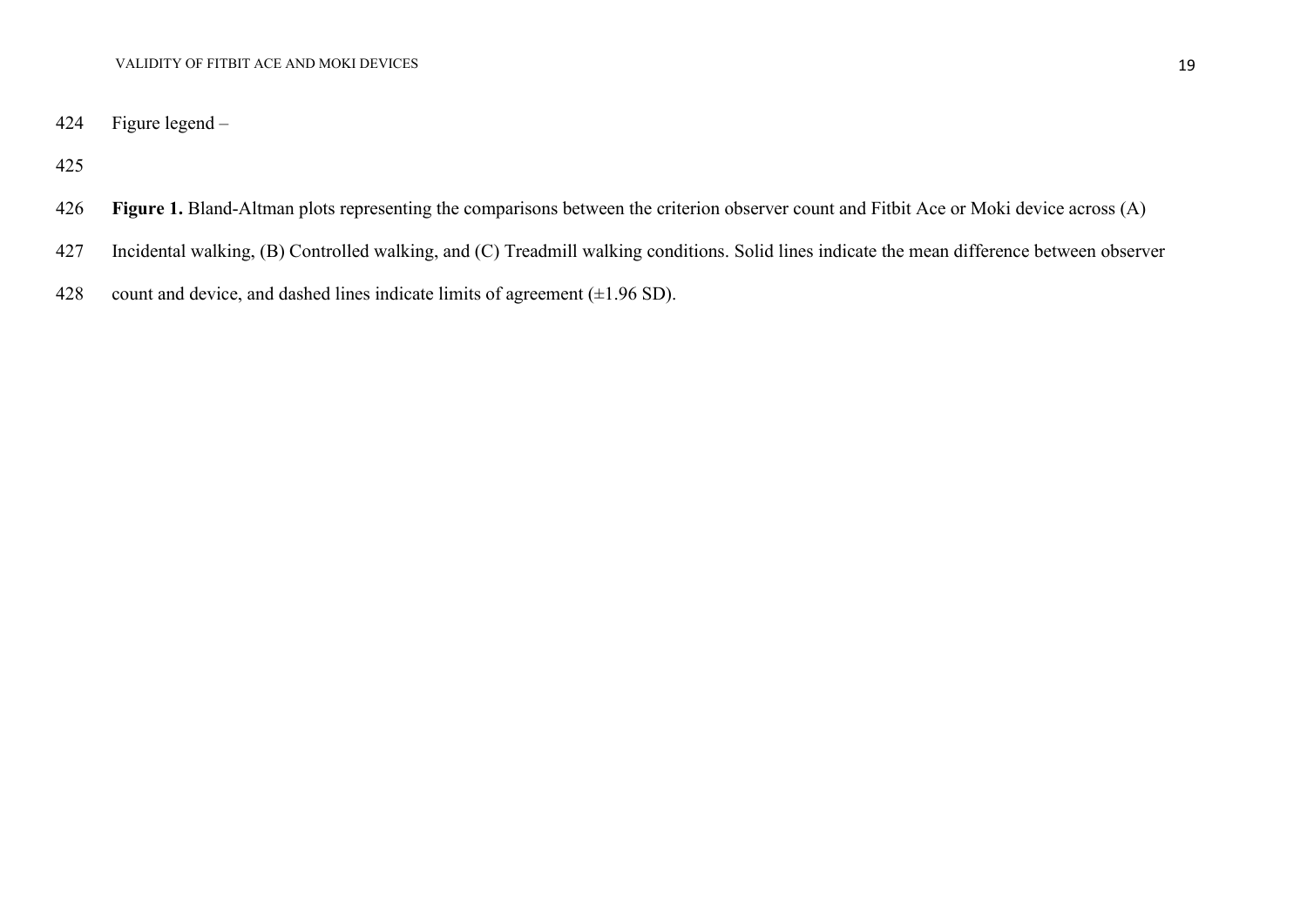Figure legend –

**Figure 1.** Bland-Altman plots representing the comparisons between the criterion observer count and Fitbit Ace or Moki device across (A) Incidental walking, (B) Controlled walking, and (C) Treadmill walking conditions. Solid lines indicate the mean difference between observer count and device, and dashed lines indicate limits of agreement (±1.96 SD).